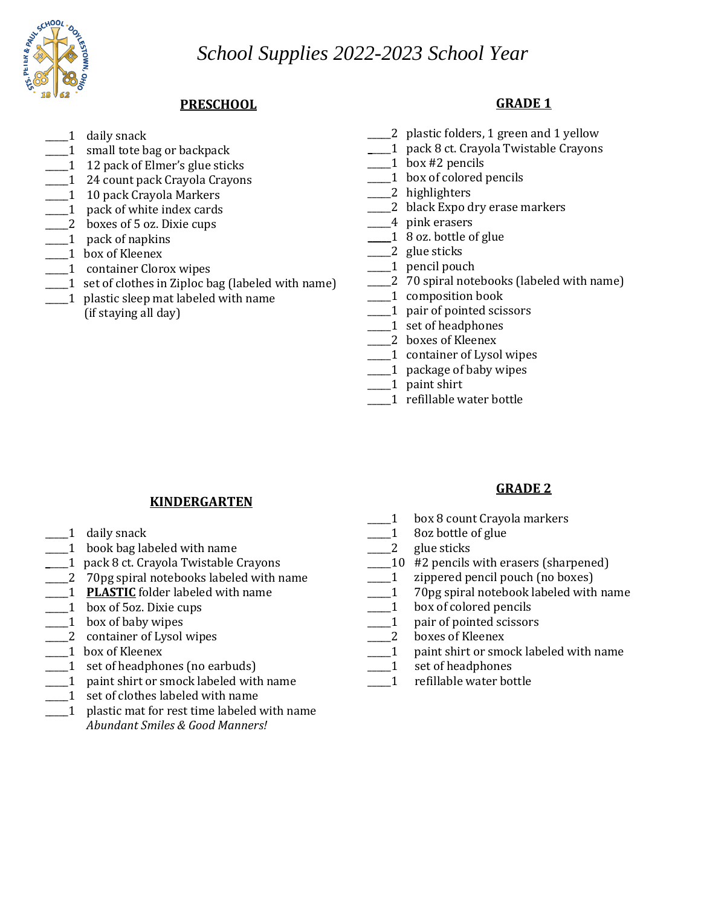# School Supplies 2022-2023 School Year

## PRESCHOOL

- ____1 daily snack
- ____1 small tote bag or backpack
- ____1 12 pack of Elmer's glue sticks
- ____1 24 count pack Crayola Crayons
- ____1 10 pack Crayola Markers
- ____1 pack of white index cards
- ____2 boxes of 5 oz. Dixie cups
- ____1 pack of napkins
- ____1 box of Kleenex
- ____1 container Clorox wipes
- ____1 set of clothes in Ziploc bag (labeled with name)
- ____1 plastic sleep mat labeled with name (if staying all day)

## KINDERGARTEN

- ____1 daily snack
- ____1 book bag labeled with name
- ____1 pack 8 ct. Crayola Twistable Crayons
- ____2 70pg spiral notebooks labeled with name
- ____1 **PLASTIC** folder labeled with name
- ____1 box of 5oz. Dixie cups
- ____1 box of baby wipes
- ____2 container of Lysol wipes
- ____1 box of Kleenex
- ____1 set of headphones (no earbuds)
- ____1 paint shirt or smock labeled with name
- ____1 set of clothes labeled with name
- ____1 plastic mat for rest time labeled with name

*Abundant Smiles & Good Manners!*

## GRADE 1

- ____2 plastic folders, 1 green and 1 yellow
- ____1 pack 8 ct. Crayola Twistable Crayons
- ____1 box #2 pencils
- ____1 box of colored pencils
- ____2 highlighters
- ____2 black Expo dry erase markers
- ____4 pink erasers
- ____1 8 oz. bottle of glue
- ____2 glue sticks
- ____1 pencil pouch
- ____2 70 spiral notebooks (labeled with name)
- ____1 composition book
- ____1 pair of pointed scissors
- ____1 set of headphones
- ____2 boxes of Kleenex
- ____1 container of Lysol wipes
- ____1 package of baby wipes
- ____1 paint shirt
- ____1 refillable water bottle

## GRADE 2

- ____1 box 8 count Crayola markers
- ____1 8oz bottle of glue
- ____2 glue sticks
- ____10 #2 pencils with erasers (sharpened)
- ____1 zippered pencil pouch (no boxes)
- ____1 70pg spiral notebook labeled with name
- ____1 box of colored pencils
- ____1 pair of pointed scissors
- ____2 boxes of Kleenex
- ____1 paint shirt or smock labeled with name
- ____1 set of headphones
- ____1 refillable water bottle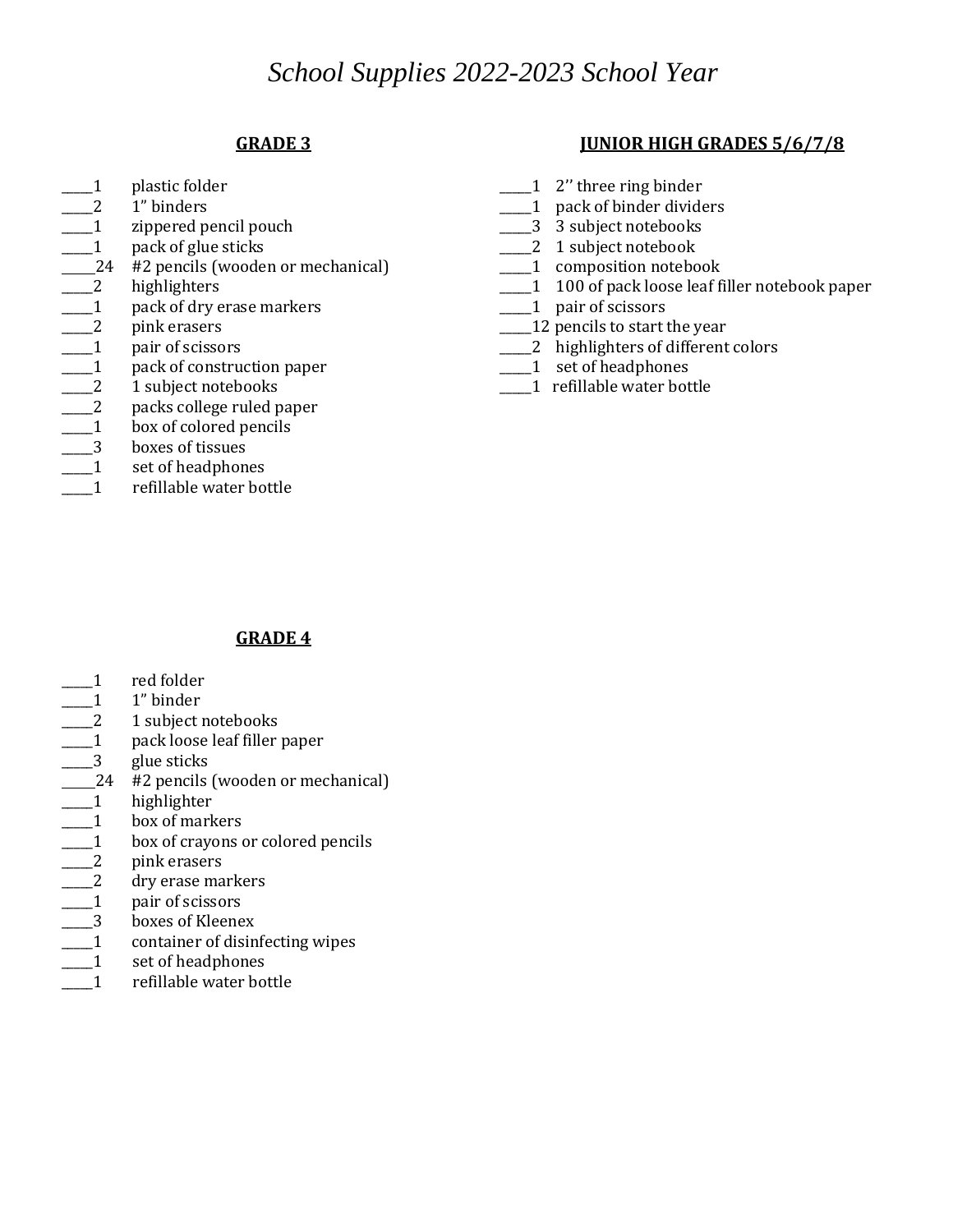*School Supplies 2022-2023 School Year*

## GRADE 3

- _____1 plastic folder
- _____2 1" binders
- _____1 zippered pencil pouch
- _____1 pack of glue sticks
- _____24 #2 pencils (wooden or mechanical)
- _____2 highlighters
- _____1 pack of dry erase markers
- _____2 pink erasers
- _____1 pair of scissors
- _____1 pack of construction paper
- _____2 1 subject notebooks
- _____2 packs college ruled paper
- _____1 box of colored pencils
- _____3 boxes of tissues
- _____1 set of headphones
- _____1 refillable water bottle

## GRADE 4

- _____1 red folder
- _____1 1" binder
- _____2 1 subject notebooks
- _____1 pack loose leaf filler paper
- _____3 glue sticks
- _____24 #2 pencils (wooden or mechanical)
- _____1 highlighter
- _____1 box of markers
- _____1 box of crayons or colored pencils
- _____2 pink erasers
- _____2 dry erase markers
- _____1 pair of scissors
- _____3 boxes of Kleenex
- _____1 container of disinfecting wipes
- _____1 set of headphones
- _____1 refillable water bottle

## JUNIOR HIGH GRADES 5/6/7/8

- _____1 2'' three ring binder
- _____1 pack of binder dividers
- _____3 3 subject notebooks
- _____2 1 subject notebook
- _____1 composition notebook
- _____1 100 of pack loose leaf filler notebook paper
- _____1 pair of scissors
- _____12 pencils to start the year
- _____2 highlighters of different colors
- _____1 set of headphones
- _____1 refillable water bottle